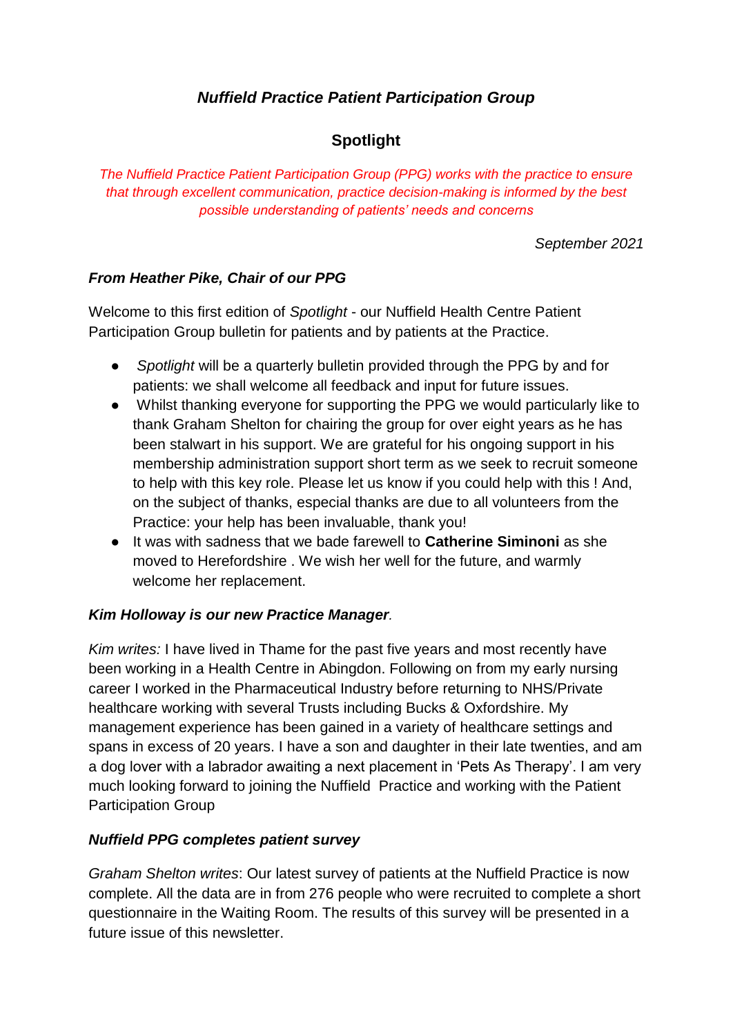# *Nuffield Practice Patient Participation Group*

## Spotlight

*The Nuffield Practice Patient Participation Group (PPG) works with the practice to ensure that through excellent communication, practice decision-making is informed by the best possible understanding of patients' needs and concerns*

*September 2021*

### *From Heather Pike, Chair of our PPG*

Welcome to this first edition of *Spotlight* - our Nuffield Health Centre Patient Participation Group bulletin for patients and by patients at the Practice.

- *Spotlight* will be a quarterly bulletin provided through the PPG by and for patients: we shall welcome all feedback and input for future issues.
- Whilst thanking everyone for supporting the PPG we would particularly like to thank Graham Shelton for chairing the group for over eight years as he has been stalwart in his support. We are grateful for his ongoing support in his membership administration support short term as we seek to recruit someone to help with this key role. Please let us know if you could help with this ! And, on the subject of thanks, especial thanks are due to all volunteers from the Practice: your help has been invaluable, thank you!
- It was with sadness that we bade farewell to **Catherine Siminoni** as she moved to Herefordshire . We wish her well for the future, and warmly welcome her replacement.

### *Kim Holloway is our new Practice Manager.*

*Kim writes:* I have lived in Thame for the past five years and most recently have been working in a Health Centre in Abingdon. Following on from my early nursing career I worked in the Pharmaceutical Industry before returning to NHS/Private healthcare working with several Trusts including Bucks & Oxfordshire. My management experience has been gained in a variety of healthcare settings and spans in excess of 20 years. I have a son and daughter in their late twenties, and am a dog lover with a labrador awaiting a next placement in 'Pets As Therapy'. I am very much looking forward to joining the Nuffield Practice and working with the Patient Participation Group

### *Nuffield PPG completes patient survey*

*Graham Shelton writes*: Our latest survey of patients at the Nuffield Practice is now complete. All the data are in from 276 people who were recruited to complete a short questionnaire in the Waiting Room. The results of this survey will be presented in a future issue of this newsletter.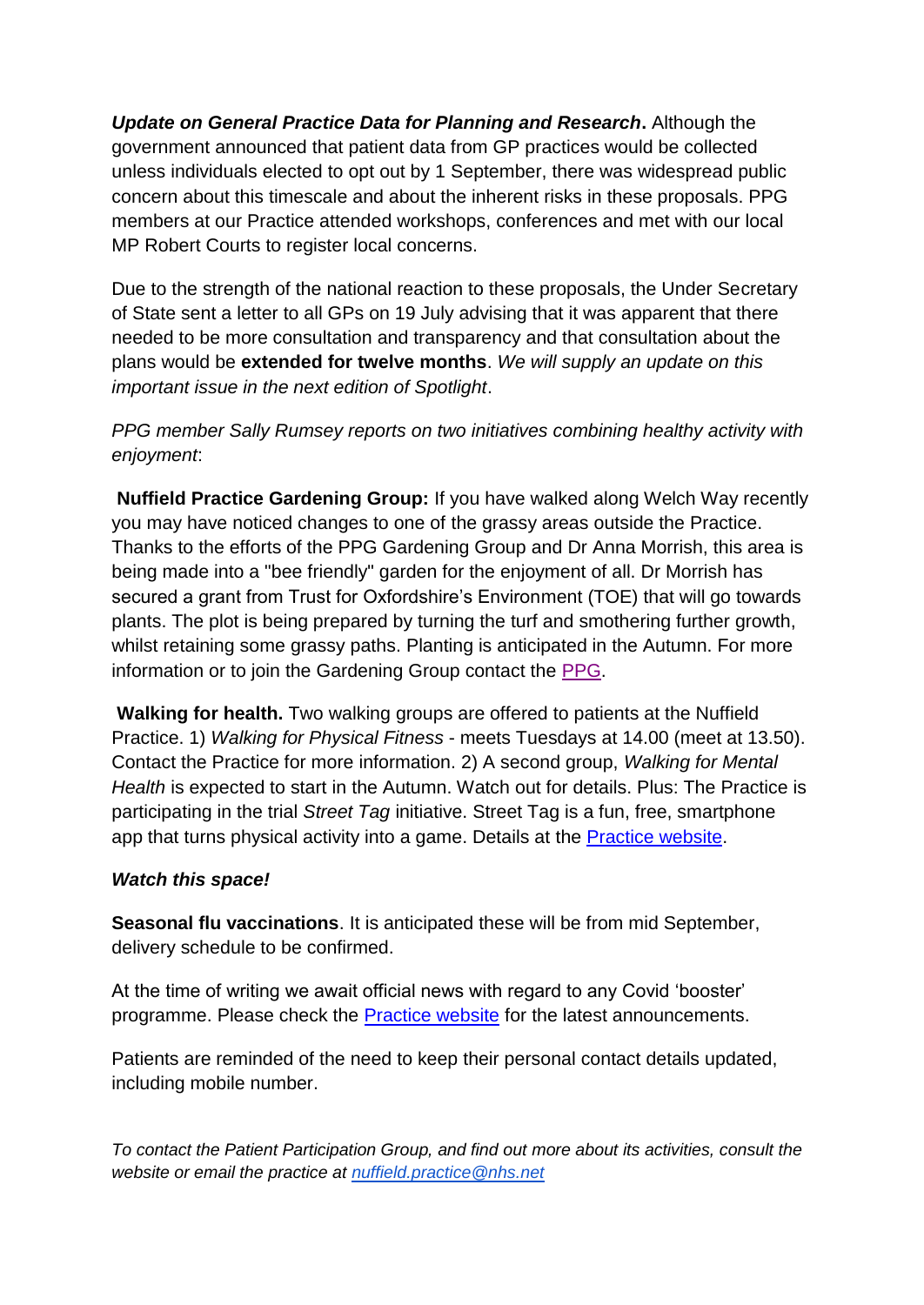***Update on General Practice Data for Planning and Research*.** Although the government announced that patient data from GP practices would be collected unless individuals elected to opt out by 1 September, there was widespread public concern about this timescale and about the inherent risks in these proposals. PPG members at our Practice attended workshops, conferences and met with our local MP Robert Courts to register local concerns.

Due to the strength of the national reaction to these proposals, the Under Secretary of State sent a letter to all GPs on 19 July advising that it was apparent that there needed to be more consultation and transparency and that consultation about the plans would be **extended for twelve months**. *We will supply an update on this important issue in the next edition of Spotlight*.

*PPG member Sally Rumsey reports on two initiatives combining healthy activity with enjoyment*:

**Nuffield Practice Gardening Group:** If you have walked along Welch Way recently you may have noticed changes to one of the grassy areas outside the Practice. Thanks to the efforts of the PPG Gardening Group and Dr Anna Morrish, this area is being made into a "bee friendly" garden for the enjoyment of all. Dr Morrish has secured a grant from Trust for Oxfordshire's Environment (TOE) that will go towards plants. The plot is being prepared by turning the turf and smothering further growth, whilst retaining some grassy paths. Planting is anticipated in the Autumn. For more information or to join the Gardening Group contact the PPG.

**Walking for health.** Two walking groups are offered to patients at the Nuffield Practice. 1) *Walking for Physical Fitness* - meets Tuesdays at 14.00 (meet at 13.50). Contact the Practice for more information. 2) A second group, *Walking for Mental Health* is expected to start in the Autumn. Watch out for details. Plus: The Practice is participating in the trial *Street Tag* initiative. Street Tag is a fun, free, smartphone app that turns physical activity into a game. Details at the Practice website.

***Watch this space!***

**Seasonal flu vaccinations**. It is anticipated these will be from mid September, delivery schedule to be confirmed.

At the time of writing we await official news with regard to any Covid 'booster' programme. Please check the Practice website for the latest announcements.

Patients are reminded of the need to keep their personal contact details updated, including mobile number.

*To contact the Patient Participation Group, and find out more about its activities, consult the website or email the practice at nuffield.practice@nhs.net*